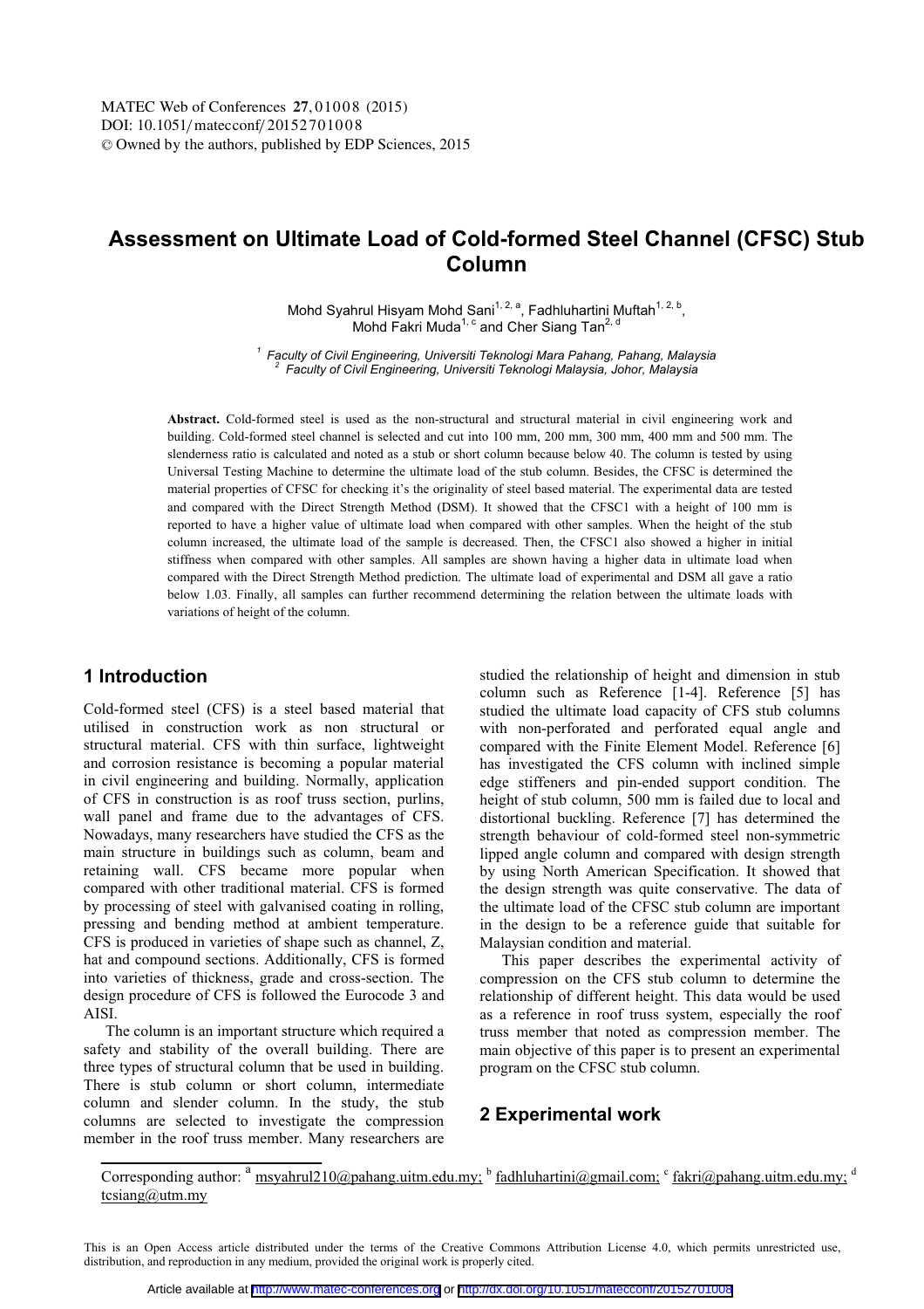# Assessment on Ultimate Load of Cold-formed Steel Channel (CFSC) Stub Column

Mohd Syahrul Hisyam Mohd Sani[1, 2, a], Fadhluhartini Muftah[1, 2, b], Mohd Fakri Muda[1, c] and Cher Siang Tan[2, d]

[1] *Faculty of Civil Engineering, Universiti Teknologi Mara Pahang, Pahang, Malaysia*
[2] *Faculty of Civil Engineering, Universiti Teknologi Malaysia, Johor, Malaysia*

**Abstract.** Cold-formed steel is used as the non-structural and structural material in civil engineering work and building. Cold-formed steel channel is selected and cut into 100 mm, 200 mm, 300 mm, 400 mm and 500 mm. The slenderness ratio is calculated and noted as a stub or short column because below 40. The column is tested by using Universal Testing Machine to determine the ultimate load of the stub column. Besides, the CFSC is determined the material properties of CFSC for checking it's the originality of steel based material. The experimental data are tested and compared with the Direct Strength Method (DSM). It showed that the CFSC1 with a height of 100 mm is reported to have a higher value of ultimate load when compared with other samples. When the height of the stub column increased, the ultimate load of the sample is decreased. Then, the CFSC1 also showed a higher in initial stiffness when compared with other samples. All samples are shown having a higher data in ultimate load when compared with the Direct Strength Method prediction. The ultimate load of experimental and DSM all gave a ratio below 1.03. Finally, all samples can further recommend determining the relation between the ultimate loads with variations of height of the column.

## 1 Introduction

Cold-formed steel (CFS) is a steel based material that utilised in construction work as non structural or structural material. CFS with thin surface, lightweight and corrosion resistance is becoming a popular material in civil engineering and building. Normally, application of CFS in construction is as roof truss section, purlins, wall panel and frame due to the advantages of CFS. Nowadays, many researchers have studied the CFS as the main structure in buildings such as column, beam and retaining wall. CFS became more popular when compared with other traditional material. CFS is formed by processing of steel with galvanised coating in rolling, pressing and bending method at ambient temperature. CFS is produced in varieties of shape such as channel, Z, hat and compound sections. Additionally, CFS is formed into varieties of thickness, grade and cross-section. The design procedure of CFS is followed the Eurocode 3 and AISI.

The column is an important structure which required a safety and stability of the overall building. There are three types of structural column that be used in building. There is stub column or short column, intermediate column and slender column. In the study, the stub columns are selected to investigate the compression member in the roof truss member. Many researchers are studied the relationship of height and dimension in stub column such as Reference [1-4]. Reference [5] has studied the ultimate load capacity of CFS stub columns with non-perforated and perforated equal angle and compared with the Finite Element Model. Reference [6] has investigated the CFS column with inclined simple edge stiffeners and pin-ended support condition. The height of stub column, 500 mm is failed due to local and distortional buckling. Reference [7] has determined the strength behaviour of cold-formed steel non-symmetric lipped angle column and compared with design strength by using North American Specification. It showed that the design strength was quite conservative. The data of the ultimate load of the CFSC stub column are important in the design to be a reference guide that suitable for Malaysian condition and material.

This paper describes the experimental activity of compression on the CFS stub column to determine the relationship of different height. This data would be used as a reference in roof truss system, especially the roof truss member that noted as compression member. The main objective of this paper is to present an experimental program on the CFSC stub column.

## 2 Experimental work

Corresponding author: [a] msyahrul210@pahang.uitm.edu.my; [b] fadhluhartini@gmail.com; [c] fakri@pahang.uitm.edu.my; [d] tcsiang@utm.my

This is an Open Access article distributed under the terms of the Creative Commons Attribution License 4.0, which permits unrestricted use, distribution, and reproduction in any medium, provided the original work is properly cited.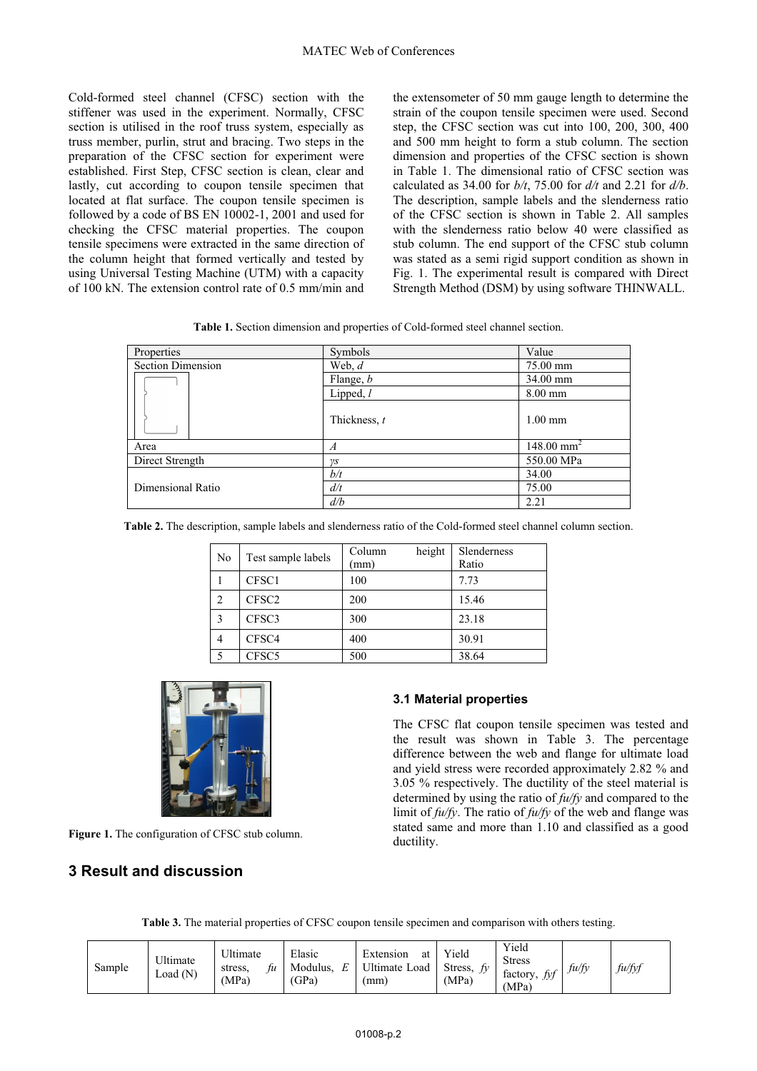Cold-formed steel channel (CFSC) section with the stiffener was used in the experiment. Normally, CFSC section is utilised in the roof truss system, especially as truss member, purlin, strut and bracing. Two steps in the preparation of the CFSC section for experiment were established. First Step, CFSC section is clean, clear and lastly, cut according to coupon tensile specimen that located at flat surface. The coupon tensile specimen is followed by a code of BS EN 10002-1, 2001 and used for checking the CFSC material properties. The coupon tensile specimens were extracted in the same direction of the column height that formed vertically and tested by using Universal Testing Machine (UTM) with a capacity of 100 kN. The extension control rate of 0.5 mm/min and the extensometer of 50 mm gauge length to determine the strain of the coupon tensile specimen were used. Second step, the CFSC section was cut into 100, 200, 300, 400 and 500 mm height to form a stub column. The section dimension and properties of the CFSC section is shown in Table 1. The dimensional ratio of CFSC section was calculated as 34.00 for *b/t*, 75.00 for *d/t* and 2.21 for *d/b*. The description, sample labels and the slenderness ratio of the CFSC section is shown in Table 2. All samples with the slenderness ratio below 40 were classified as stub column. The end support of the CFSC stub column was stated as a semi rigid support condition as shown in Fig. 1. The experimental result is compared with Direct Strength Method (DSM) by using software THINWALL.

**Table 1.** Section dimension and properties of Cold-formed steel channel section.

| Properties | Symbols | Value |
|---|---|---|
| Section Dimension | Web, *d* | 75.00 mm |
| | Flange, *b* | 34.00 mm |
| | Lipped, *l* | 8.00 mm |
| | Thickness, *t* | 1.00 mm |
| Area | *A* | 148.00 mm$^2$ |
| Direct Strength | $\gamma s$ | 550.00 MPa |
| Dimensional Ratio | *b/t* | 34.00 |
| | *d/t* | 75.00 |
| | *d/b* | 2.21 |

**Table 2.** The description, sample labels and slenderness ratio of the Cold-formed steel channel column section.

| No | Test sample labels | Column height (mm) | Slenderness Ratio |
|---|---|---|---|
| 1 | CFSC1 | 100 | 7.73 |
| 2 | CFSC2 | 200 | 15.46 |
| 3 | CFSC3 | 300 | 23.18 |
| 4 | CFSC4 | 400 | 30.91 |
| 5 | CFSC5 | 500 | 38.64 |

**Figure 1.** The configuration of CFSC stub column.

## 3 Result and discussion

### 3.1 Material properties

The CFSC flat coupon tensile specimen was tested and the result was shown in Table 3. The percentage difference between the web and flange for ultimate load and yield stress were recorded approximately 2.82 % and 3.05 % respectively. The ductility of the steel material is determined by using the ratio of *fu/fy* and compared to the limit of *fu/fy*. The ratio of *fu/fy* of the web and flange was stated same and more than 1.10 and classified as a good ductility.

**Table 3.** The material properties of CFSC coupon tensile specimen and comparison with others testing.

| Sample | Ultimate Load (N) | Ultimate stress, *fu* (MPa) | Elasic Modulus, *E* (GPa) | Extension at Ultimate Load (mm) | Yield Stress, *fy* (MPa) | Yield Stress factory, *fyf* (MPa) | *fu/fy* | *fu/fyf* |
|---|---|---|---|---|---|---|---|---|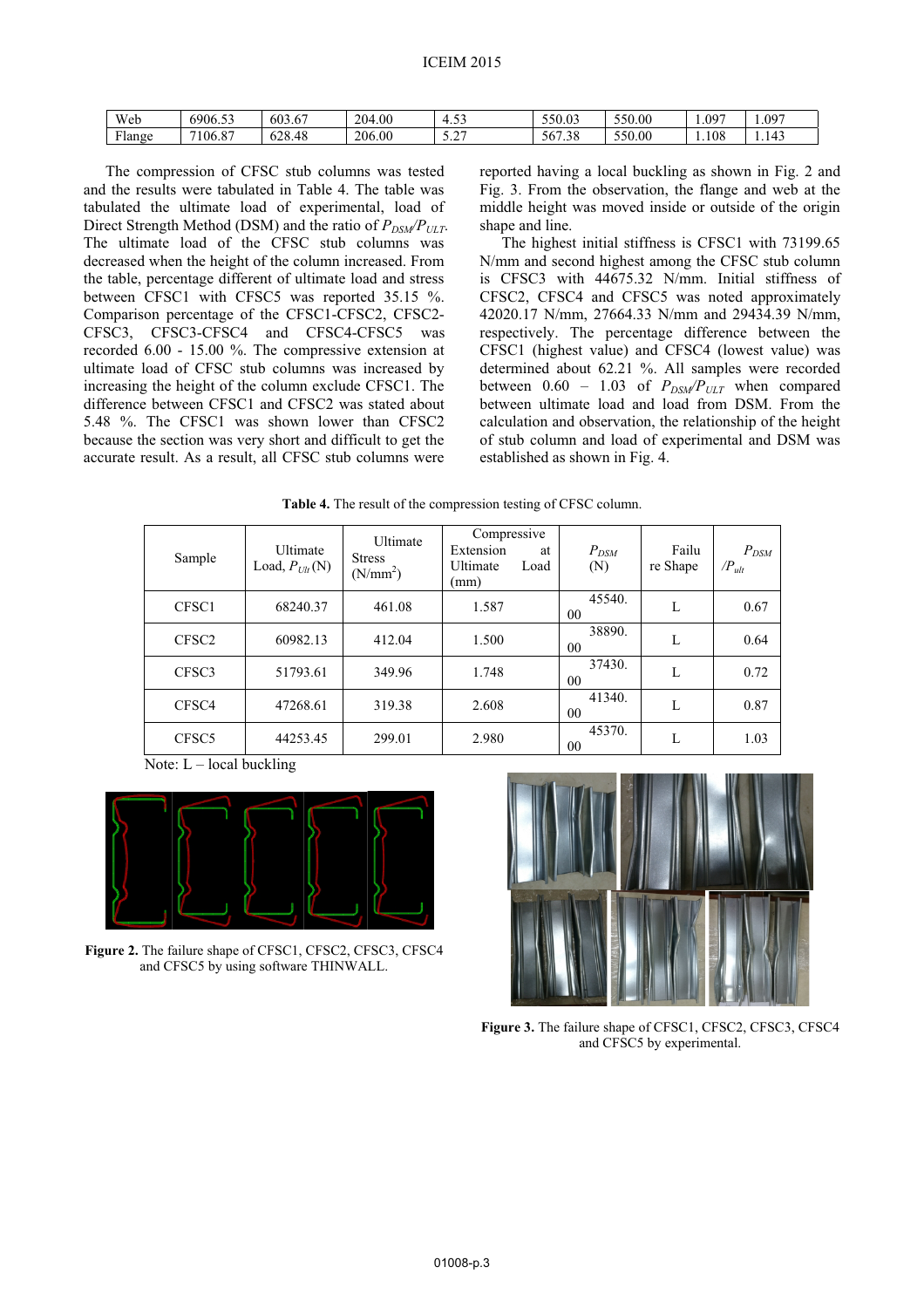| Web | 6906.53 | 603.67 | 204.00 | 4.53 | 550.03 | 550.00 | 1.097 | 1.097 |
|---|---|---|---|---|---|---|---|---|
| Flange | 7106.87 | 628.48 | 206.00 | 5.27 | 567.38 | 550.00 | 1.108 | 1.143 |

The compression of CFSC stub columns was tested and the results were tabulated in Table 4. The table was tabulated the ultimate load of experimental, load of Direct Strength Method (DSM) and the ratio of $P_{DSM}/P_{ULT}$. The ultimate load of the CFSC stub columns was decreased when the height of the column increased. From the table, percentage different of ultimate load and stress between CFSC1 with CFSC5 was reported 35.15 %. Comparison percentage of the CFSC1-CFSC2, CFSC2-CFSC3, CFSC3-CFSC4 and CFSC4-CFSC5 was recorded 6.00 - 15.00 %. The compressive extension at ultimate load of CFSC stub columns was increased by increasing the height of the column exclude CFSC1. The difference between CFSC1 and CFSC2 was stated about 5.48 %. The CFSC1 was shown lower than CFSC2 because the section was very short and difficult to get the accurate result. As a result, all CFSC stub columns were reported having a local buckling as shown in Fig. 2 and Fig. 3. From the observation, the flange and web at the middle height was moved inside or outside of the origin shape and line.

The highest initial stiffness is CFSC1 with 73199.65 N/mm and second highest among the CFSC stub column is CFSC3 with 44675.32 N/mm. Initial stiffness of CFSC2, CFSC4 and CFSC5 was noted approximately 42020.17 N/mm, 27664.33 N/mm and 29434.39 N/mm, respectively. The percentage difference between the CFSC1 (highest value) and CFSC4 (lowest value) was determined about 62.21 %. All samples were recorded between 0.60 – 1.03 of $P_{DSM}/P_{ULT}$ when compared between ultimate load and load from DSM. From the calculation and observation, the relationship of the height of stub column and load of experimental and DSM was established as shown in Fig. 4.

**Table 4.** The result of the compression testing of CFSC column.

| Sample | Ultimate Load, $P_{Ult}$ (N) | Ultimate Stress (N/mm$^2$) | Compressive Extension at Ultimate Load (mm) | $P_{DSM}$ (N) | Failure Shape | $P_{DSM}/P_{ult}$ |
|---|---|---|---|---|---|---|
| CFSC1 | 68240.37 | 461.08 | 1.587 | 45540.00 | L | 0.67 |
| CFSC2 | 60982.13 | 412.04 | 1.500 | 38890.00 | L | 0.64 |
| CFSC3 | 51793.61 | 349.96 | 1.748 | 37430.00 | L | 0.72 |
| CFSC4 | 47268.61 | 319.38 | 2.608 | 41340.00 | L | 0.87 |
| CFSC5 | 44253.45 | 299.01 | 2.980 | 45370.00 | L | 1.03 |

Note: L – local buckling

**Figure 2.** The failure shape of CFSC1, CFSC2, CFSC3, CFSC4 and CFSC5 by using software THINWALL.

**Figure 3.** The failure shape of CFSC1, CFSC2, CFSC3, CFSC4 and CFSC5 by experimental.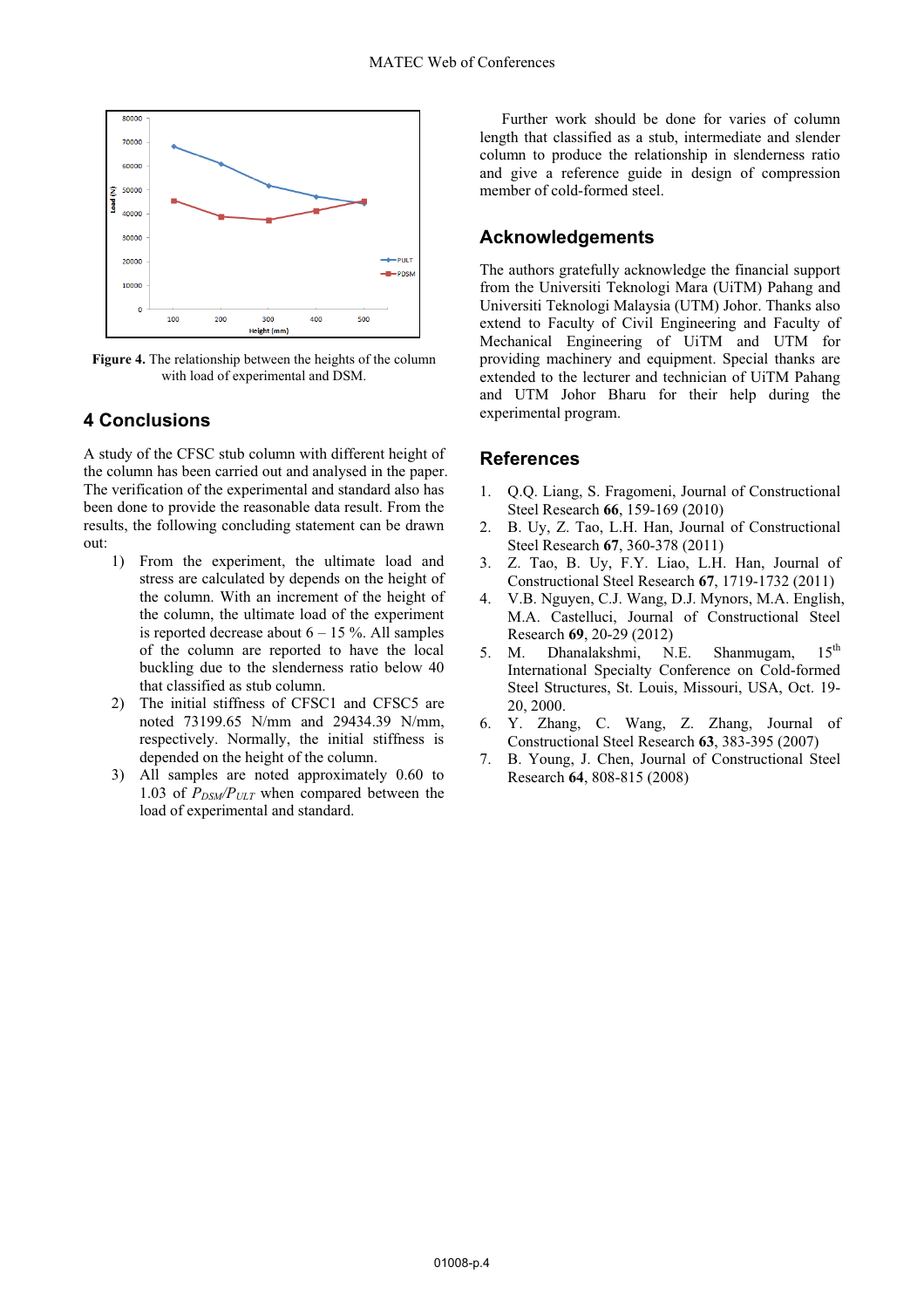80000
70000
60000
50000
40000
30000
20000
10000
0
Load (N)
100
200
300
400
500
Height (mm)
PULT
PDSM

**Figure 4.** The relationship between the heights of the column with load of experimental and DSM.

## 4 Conclusions

A study of the CFSC stub column with different height of the column has been carried out and analysed in the paper. The verification of the experimental and standard also has been done to provide the reasonable data result. From the results, the following concluding statement can be drawn out:

1) From the experiment, the ultimate load and stress are calculated by depends on the height of the column. With an increment of the height of the column, the ultimate load of the experiment is reported decrease about 6 – 15 %. All samples of the column are reported to have the local buckling due to the slenderness ratio below 40 that classified as stub column.
2) The initial stiffness of CFSC1 and CFSC5 are noted 73199.65 N/mm and 29434.39 N/mm, respectively. Normally, the initial stiffness is depended on the height of the column.
3) All samples are noted approximately 0.60 to 1.03 of $P_{DSM}/P_{ULT}$ when compared between the load of experimental and standard.

Further work should be done for varies of column length that classified as a stub, intermediate and slender column to produce the relationship in slenderness ratio and give a reference guide in design of compression member of cold-formed steel.

## Acknowledgements

The authors gratefully acknowledge the financial support from the Universiti Teknologi Mara (UiTM) Pahang and Universiti Teknologi Malaysia (UTM) Johor. Thanks also extend to Faculty of Civil Engineering and Faculty of Mechanical Engineering of UiTM and UTM for providing machinery and equipment. Special thanks are extended to the lecturer and technician of UiTM Pahang and UTM Johor Bharu for their help during the experimental program.

## References

1. Q.Q. Liang, S. Fragomeni, Journal of Constructional Steel Research **66**, 159-169 (2010)
2. B. Uy, Z. Tao, L.H. Han, Journal of Constructional Steel Research **67**, 360-378 (2011)
3. Z. Tao, B. Uy, F.Y. Liao, L.H. Han, Journal of Constructional Steel Research **67**, 1719-1732 (2011)
4. V.B. Nguyen, C.J. Wang, D.J. Mynors, M.A. English, M.A. Castelluci, Journal of Constructional Steel Research **69**, 20-29 (2012)
5. M. Dhanalakshmi, N.E. Shanmugam, 15th International Specialty Conference on Cold-formed Steel Structures, St. Louis, Missouri, USA, Oct. 19-20, 2000.
6. Y. Zhang, C. Wang, Z. Zhang, Journal of Constructional Steel Research **63**, 383-395 (2007)
7. B. Young, J. Chen, Journal of Constructional Steel Research **64**, 808-815 (2008)